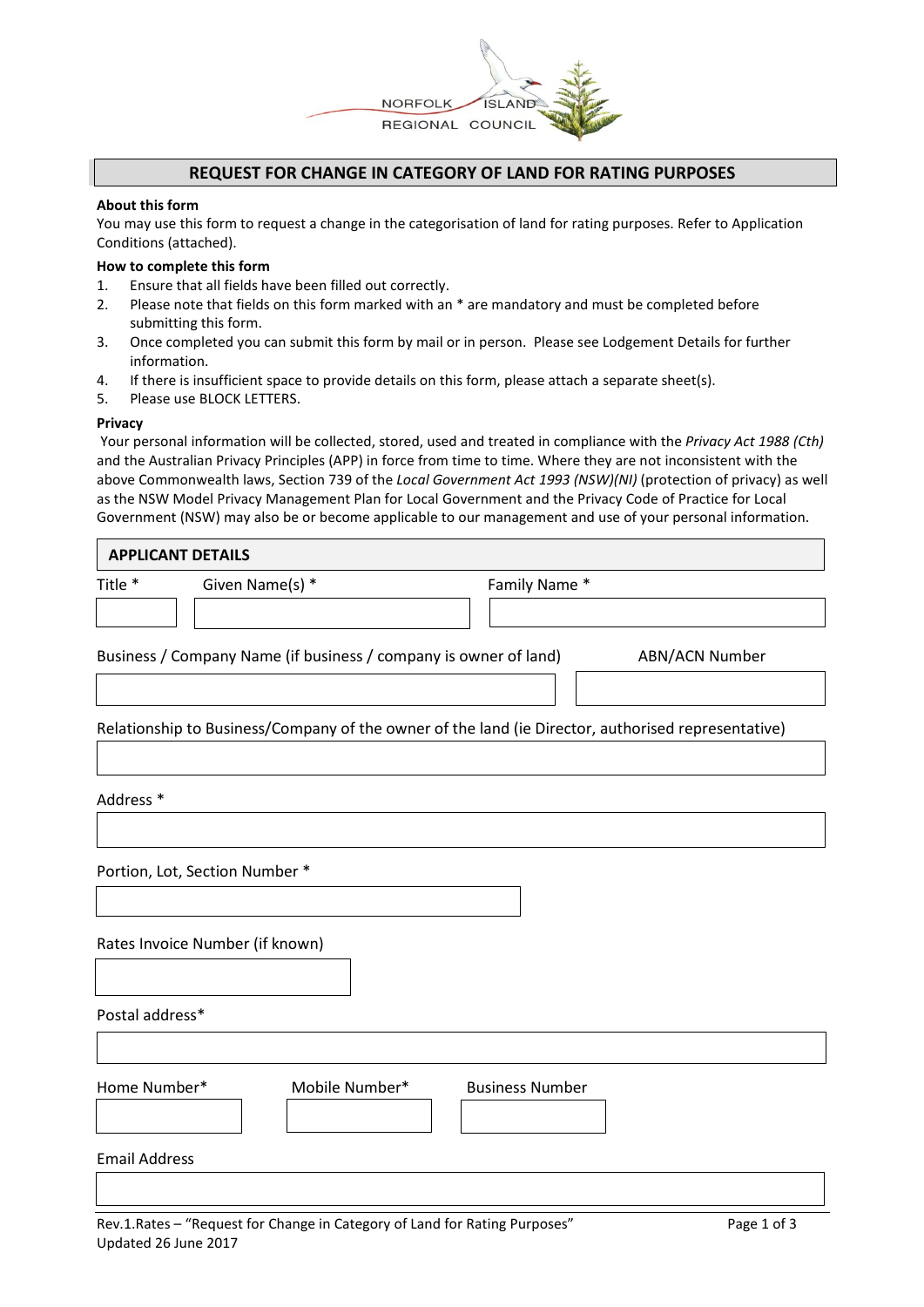NORFOLK ISLAND REGIONAL COUNCIL

# REQUEST FOR CHANGE IN CATEGORY OF LAND FOR RATING PURPOSES

**About this form**

You may use this form to request a change in the categorisation of land for rating purposes. Refer to Application Conditions (attached).

**How to complete this form**

1. Ensure that all fields have been filled out correctly.
2. Please note that fields on this form marked with an * are mandatory and must be completed before submitting this form.
3. Once completed you can submit this form by mail or in person. Please see Lodgement Details for further information.
4. If there is insufficient space to provide details on this form, please attach a separate sheet(s).
5. Please use BLOCK LETTERS.

**Privacy**

Your personal information will be collected, stored, used and treated in compliance with the *Privacy Act 1988 (Cth)* and the Australian Privacy Principles (APP) in force from time to time. Where they are not inconsistent with the above Commonwealth laws, Section 739 of the *Local Government Act 1993 (NSW)(NI)* (protection of privacy) as well as the NSW Model Privacy Management Plan for Local Government and the Privacy Code of Practice for Local Government (NSW) may also be or become applicable to our management and use of your personal information.

## APPLICANT DETAILS

Title * | Given Name(s) * | Family Name *

Business / Company Name (if business / company is owner of land) | ABN/ACN Number

Relationship to Business/Company of the owner of the land (ie Director, authorised representative)

Address *

Portion, Lot, Section Number *

Rates Invoice Number (if known)

Postal address*

Home Number* | Mobile Number* | Business Number

Email Address

Rev.1.Rates – "Request for Change in Category of Land for Rating Purposes"
Updated 26 June 2017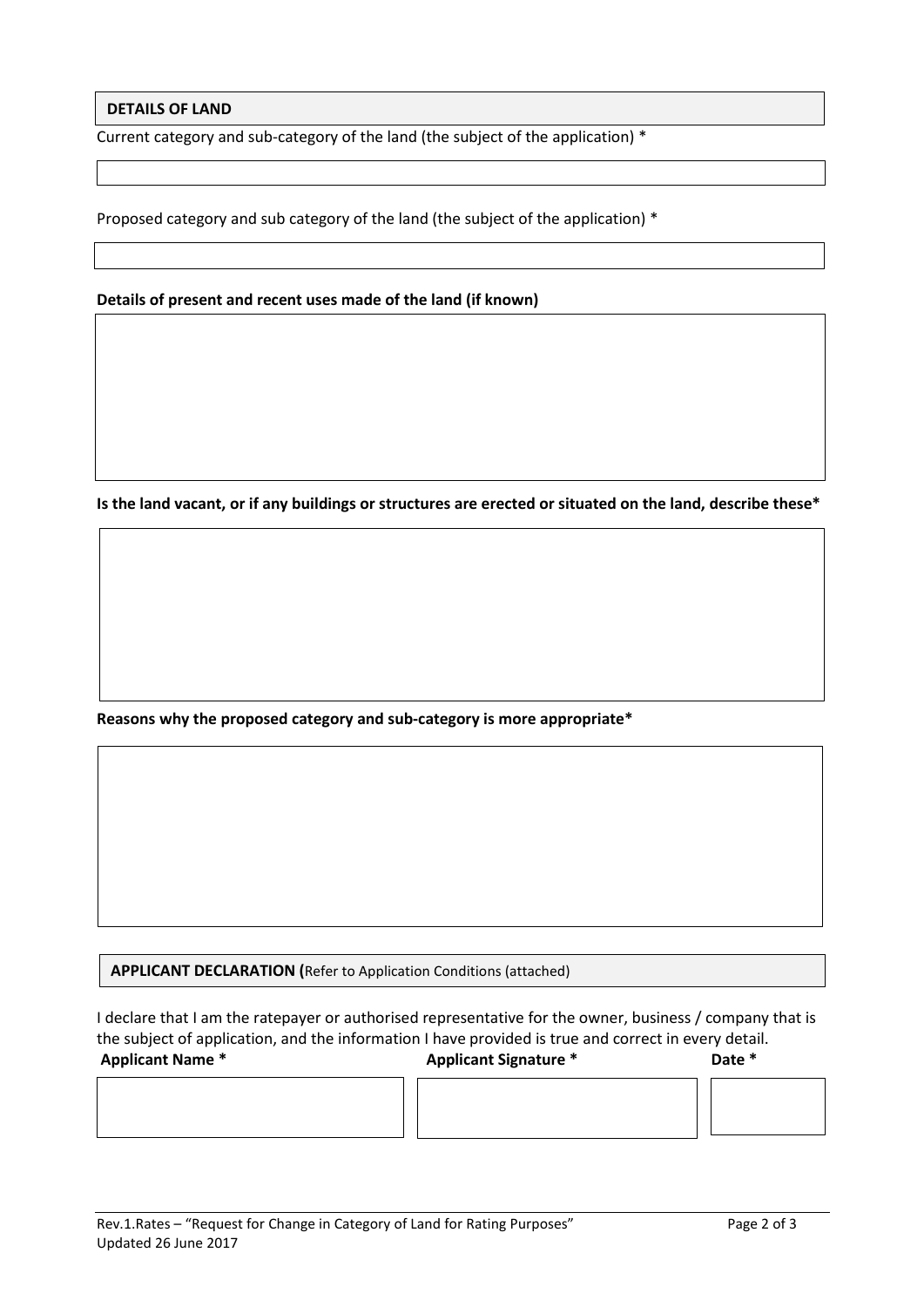## DETAILS OF LAND

Current category and sub-category of the land (the subject of the application) *

Proposed category and sub category of the land (the subject of the application) *

**Details of present and recent uses made of the land (if known)**

**Is the land vacant, or if any buildings or structures are erected or situated on the land, describe these***

**Reasons why the proposed category and sub-category is more appropriate***

## APPLICANT DECLARATION (Refer to Application Conditions (attached)

I declare that I am the ratepayer or authorised representative for the owner, business / company that is the subject of application, and the information I have provided is true and correct in every detail.

| **Applicant Name *** | **Applicant Signature *** | **Date *** |
| --- | --- | --- |
| | | |

Rev.1.Rates – "Request for Change in Category of Land for Rating Purposes"
Updated 26 June 2017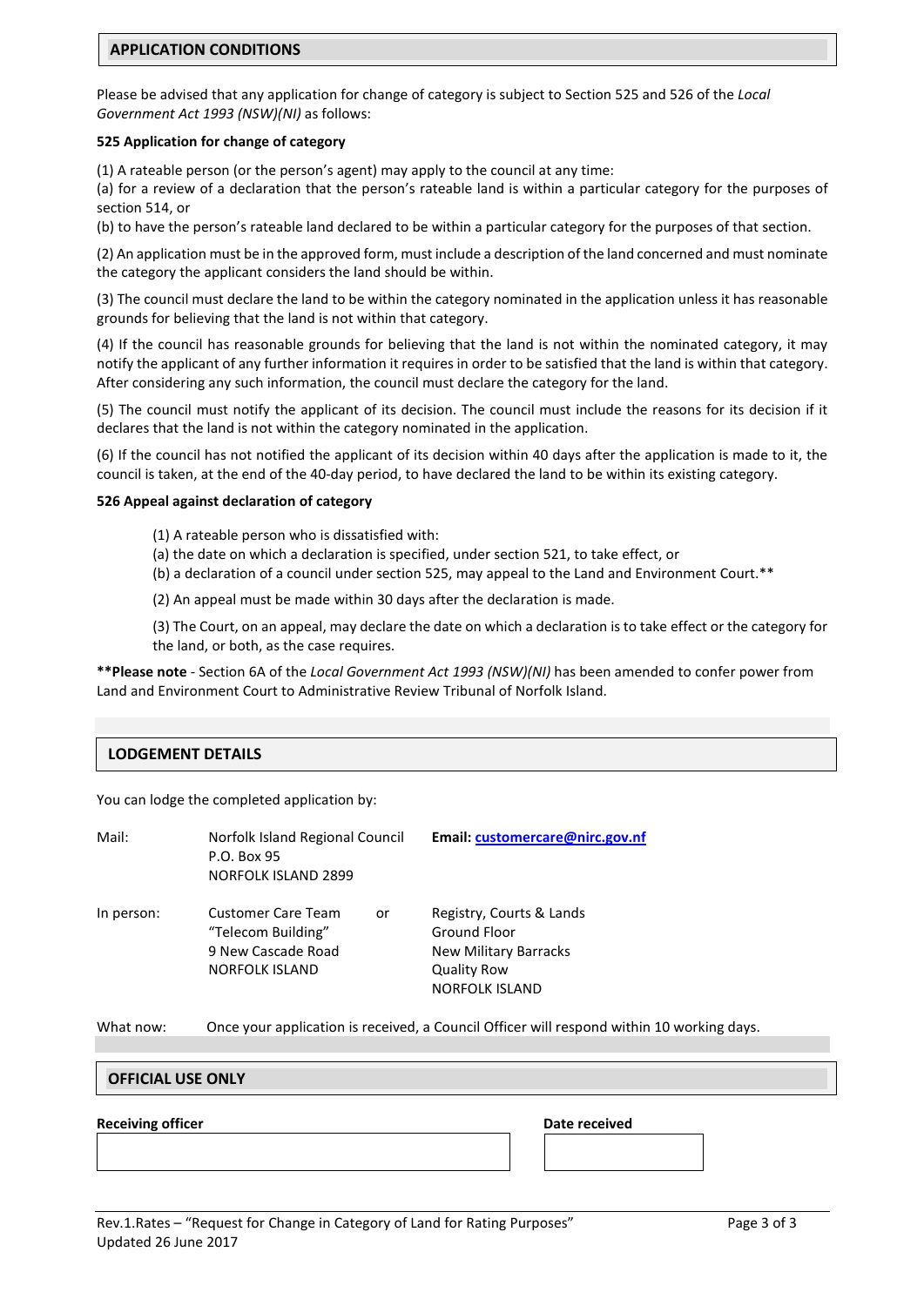## APPLICATION CONDITIONS

Please be advised that any application for change of category is subject to Section 525 and 526 of the *Local Government Act 1993 (NSW)(NI)* as follows:

**525 Application for change of category**

(1) A rateable person (or the person's agent) may apply to the council at any time:
(a) for a review of a declaration that the person's rateable land is within a particular category for the purposes of section 514, or
(b) to have the person's rateable land declared to be within a particular category for the purposes of that section.

(2) An application must be in the approved form, must include a description of the land concerned and must nominate the category the applicant considers the land should be within.

(3) The council must declare the land to be within the category nominated in the application unless it has reasonable grounds for believing that the land is not within that category.

(4) If the council has reasonable grounds for believing that the land is not within the nominated category, it may notify the applicant of any further information it requires in order to be satisfied that the land is within that category. After considering any such information, the council must declare the category for the land.

(5) The council must notify the applicant of its decision. The council must include the reasons for its decision if it declares that the land is not within the category nominated in the application.

(6) If the council has not notified the applicant of its decision within 40 days after the application is made to it, the council is taken, at the end of the 40-day period, to have declared the land to be within its existing category.

**526 Appeal against declaration of category**

(1) A rateable person who is dissatisfied with:
(a) the date on which a declaration is specified, under section 521, to take effect, or
(b) a declaration of a council under section 525, may appeal to the Land and Environment Court.**

(2) An appeal must be made within 30 days after the declaration is made.

(3) The Court, on an appeal, may declare the date on which a declaration is to take effect or the category for the land, or both, as the case requires.

****Please note** - Section 6A of the *Local Government Act 1993 (NSW)(NI)* has been amended to confer power from Land and Environment Court to Administrative Review Tribunal of Norfolk Island.

## LODGEMENT DETAILS

You can lodge the completed application by:

Mail: Norfolk Island Regional Council
P.O. Box 95
NORFOLK ISLAND 2899

**Email:** [customercare@nirc.gov.nf](mailto:customercare@nirc.gov.nf)

In person: Customer Care Team
"Telecom Building"
9 New Cascade Road
NORFOLK ISLAND

or

Registry, Courts & Lands
Ground Floor
New Military Barracks
Quality Row
NORFOLK ISLAND

What now: Once your application is received, a Council Officer will respond within 10 working days.

## OFFICIAL USE ONLY

| **Receiving officer** | **Date received** |
| --- | --- |
| | |

Rev.1.Rates – "Request for Change in Category of Land for Rating Purposes"
Updated 26 June 2017